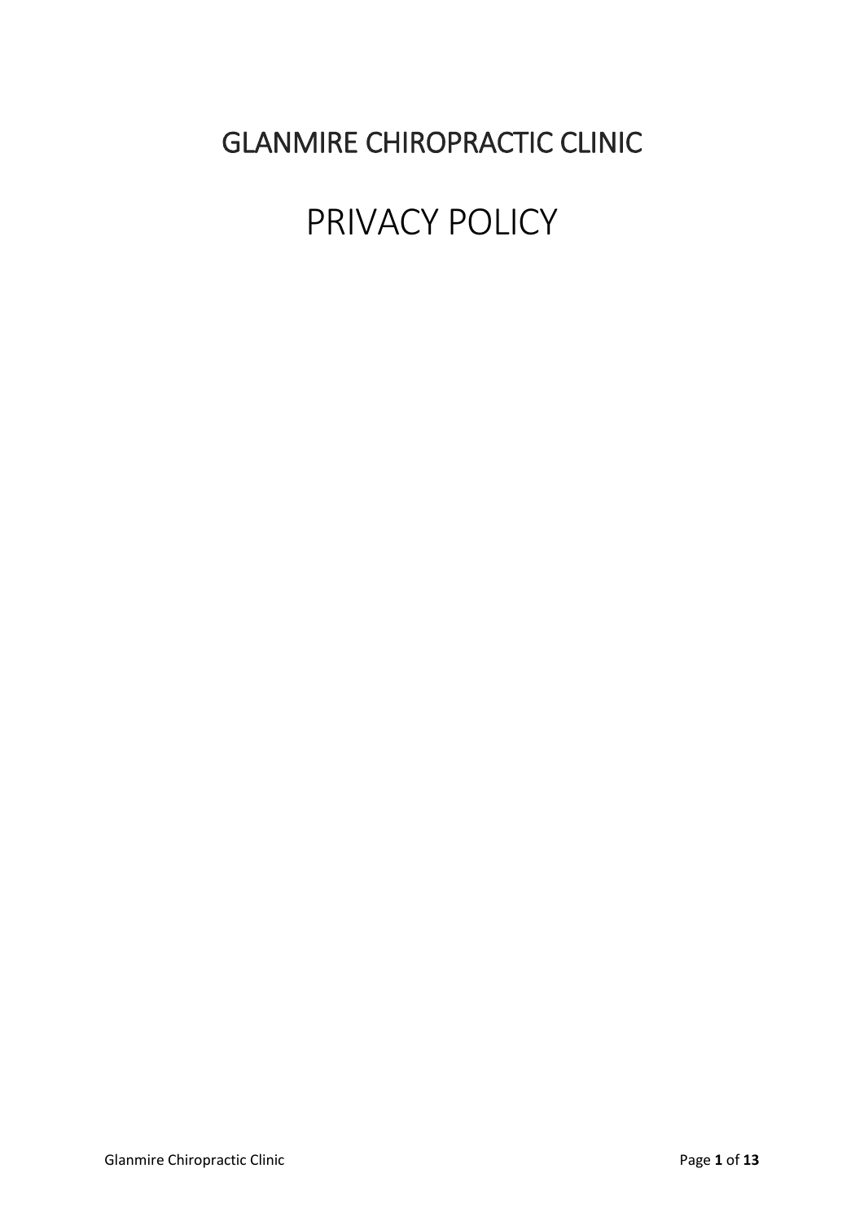# GLANMIRE CHIROPRACTIC CLINIC

# PRIVACY POLICY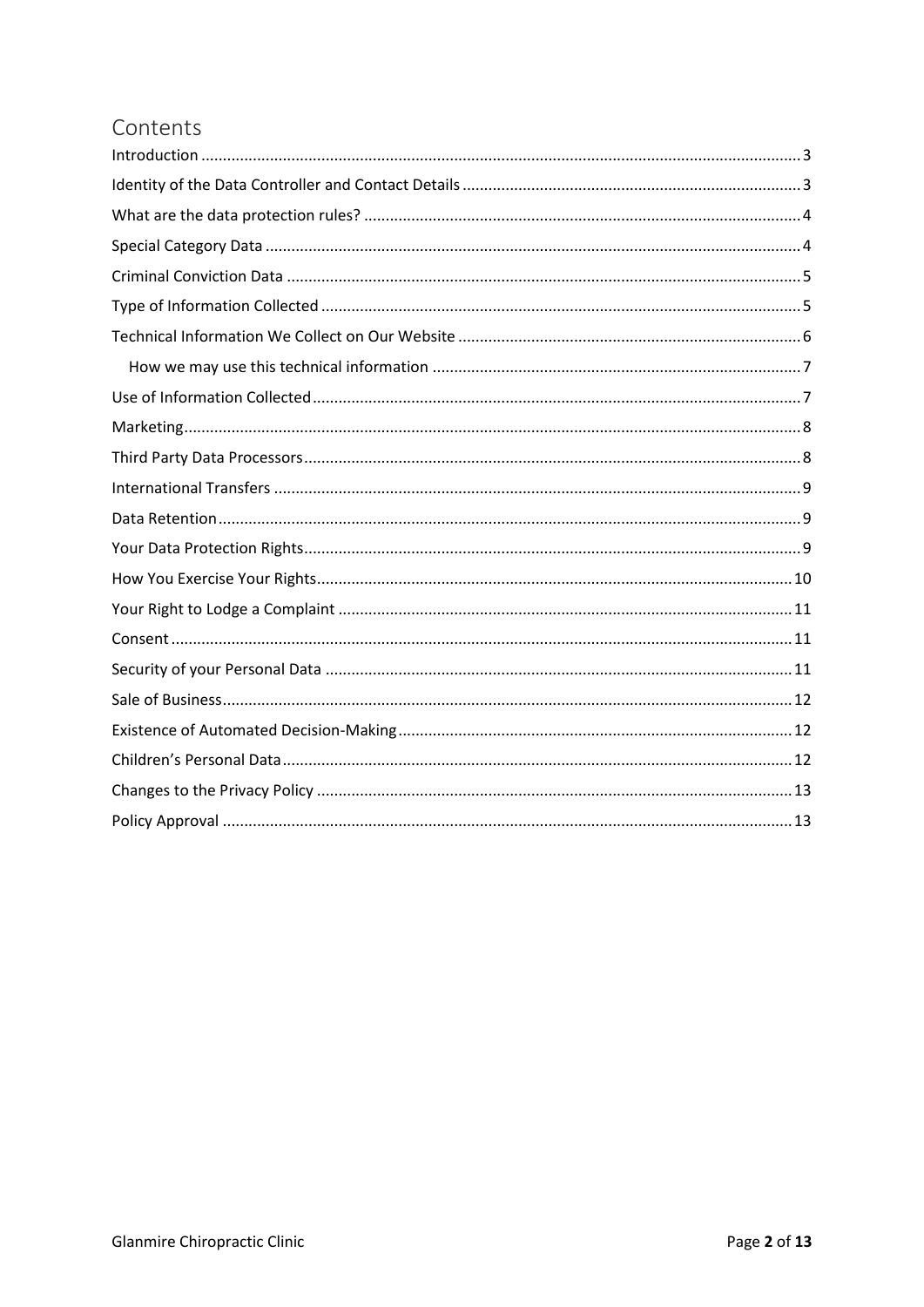# Contents

- Introduction ... 3
- Identity of the Data Controller and Contact Details ... 3
- What are the data protection rules? ... 4
- Special Category Data ... 4
- Criminal Conviction Data ... 5
- Type of Information Collected ... 5
- Technical Information We Collect on Our Website ... 6
  - How we may use this technical information ... 7
- Use of Information Collected ... 7
- Marketing ... 8
- Third Party Data Processors ... 8
- International Transfers ... 9
- Data Retention ... 9
- Your Data Protection Rights ... 9
- How You Exercise Your Rights ... 10
- Your Right to Lodge a Complaint ... 11
- Consent ... 11
- Security of your Personal Data ... 11
- Sale of Business ... 12
- Existence of Automated Decision-Making ... 12
- Children's Personal Data ... 12
- Changes to the Privacy Policy ... 13
- Policy Approval ... 13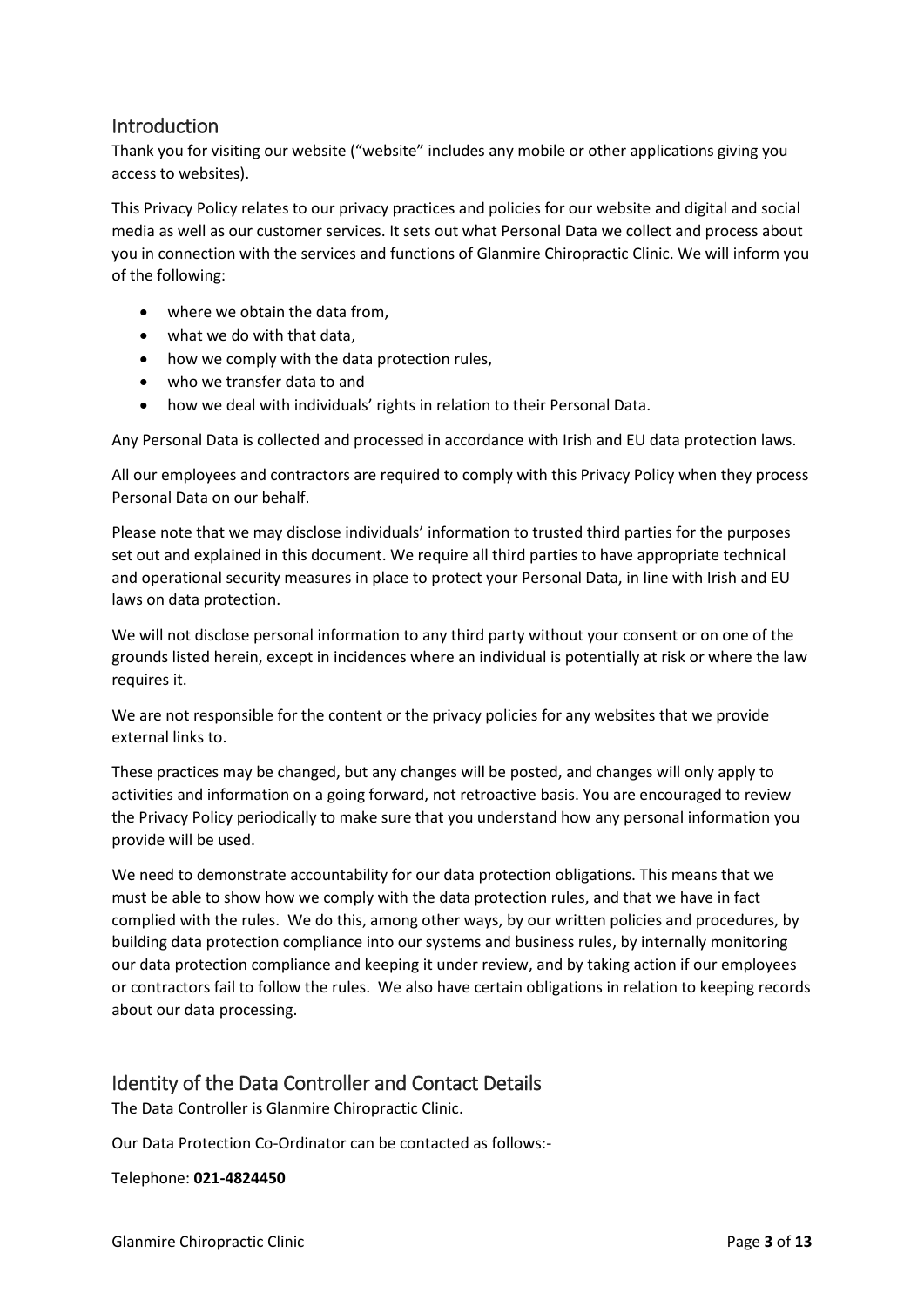## Introduction

Thank you for visiting our website ("website" includes any mobile or other applications giving you access to websites).

This Privacy Policy relates to our privacy practices and policies for our website and digital and social media as well as our customer services. It sets out what Personal Data we collect and process about you in connection with the services and functions of Glanmire Chiropractic Clinic. We will inform you of the following:

- where we obtain the data from,
- what we do with that data,
- how we comply with the data protection rules,
- who we transfer data to and
- how we deal with individuals' rights in relation to their Personal Data.

Any Personal Data is collected and processed in accordance with Irish and EU data protection laws.

All our employees and contractors are required to comply with this Privacy Policy when they process Personal Data on our behalf.

Please note that we may disclose individuals' information to trusted third parties for the purposes set out and explained in this document. We require all third parties to have appropriate technical and operational security measures in place to protect your Personal Data, in line with Irish and EU laws on data protection.

We will not disclose personal information to any third party without your consent or on one of the grounds listed herein, except in incidences where an individual is potentially at risk or where the law requires it.

We are not responsible for the content or the privacy policies for any websites that we provide external links to.

These practices may be changed, but any changes will be posted, and changes will only apply to activities and information on a going forward, not retroactive basis. You are encouraged to review the Privacy Policy periodically to make sure that you understand how any personal information you provide will be used.

We need to demonstrate accountability for our data protection obligations. This means that we must be able to show how we comply with the data protection rules, and that we have in fact complied with the rules. We do this, among other ways, by our written policies and procedures, by building data protection compliance into our systems and business rules, by internally monitoring our data protection compliance and keeping it under review, and by taking action if our employees or contractors fail to follow the rules. We also have certain obligations in relation to keeping records about our data processing.

## Identity of the Data Controller and Contact Details

The Data Controller is Glanmire Chiropractic Clinic.

Our Data Protection Co-Ordinator can be contacted as follows:-

Telephone: **021-4824450**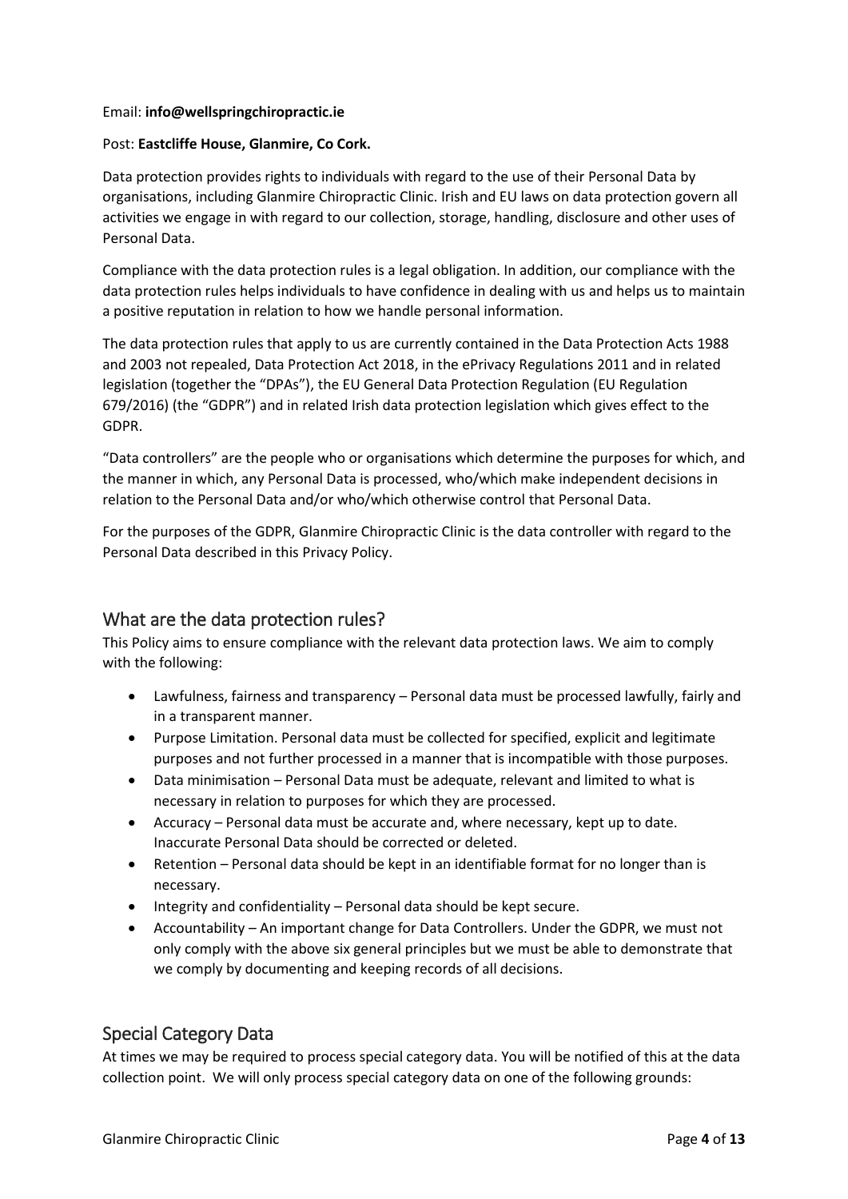Email: **info@wellspringchiropractic.ie**

Post: **Eastcliffe House, Glanmire, Co Cork.**

Data protection provides rights to individuals with regard to the use of their Personal Data by organisations, including Glanmire Chiropractic Clinic. Irish and EU laws on data protection govern all activities we engage in with regard to our collection, storage, handling, disclosure and other uses of Personal Data.

Compliance with the data protection rules is a legal obligation. In addition, our compliance with the data protection rules helps individuals to have confidence in dealing with us and helps us to maintain a positive reputation in relation to how we handle personal information.

The data protection rules that apply to us are currently contained in the Data Protection Acts 1988 and 2003 not repealed, Data Protection Act 2018, in the ePrivacy Regulations 2011 and in related legislation (together the "DPAs"), the EU General Data Protection Regulation (EU Regulation 679/2016) (the "GDPR") and in related Irish data protection legislation which gives effect to the GDPR.

"Data controllers" are the people who or organisations which determine the purposes for which, and the manner in which, any Personal Data is processed, who/which make independent decisions in relation to the Personal Data and/or who/which otherwise control that Personal Data.

For the purposes of the GDPR, Glanmire Chiropractic Clinic is the data controller with regard to the Personal Data described in this Privacy Policy.

## What are the data protection rules?

This Policy aims to ensure compliance with the relevant data protection laws. We aim to comply with the following:

- Lawfulness, fairness and transparency – Personal data must be processed lawfully, fairly and in a transparent manner.
- Purpose Limitation. Personal data must be collected for specified, explicit and legitimate purposes and not further processed in a manner that is incompatible with those purposes.
- Data minimisation – Personal Data must be adequate, relevant and limited to what is necessary in relation to purposes for which they are processed.
- Accuracy – Personal data must be accurate and, where necessary, kept up to date. Inaccurate Personal Data should be corrected or deleted.
- Retention – Personal data should be kept in an identifiable format for no longer than is necessary.
- Integrity and confidentiality – Personal data should be kept secure.
- Accountability – An important change for Data Controllers. Under the GDPR, we must not only comply with the above six general principles but we must be able to demonstrate that we comply by documenting and keeping records of all decisions.

## Special Category Data

At times we may be required to process special category data. You will be notified of this at the data collection point. We will only process special category data on one of the following grounds: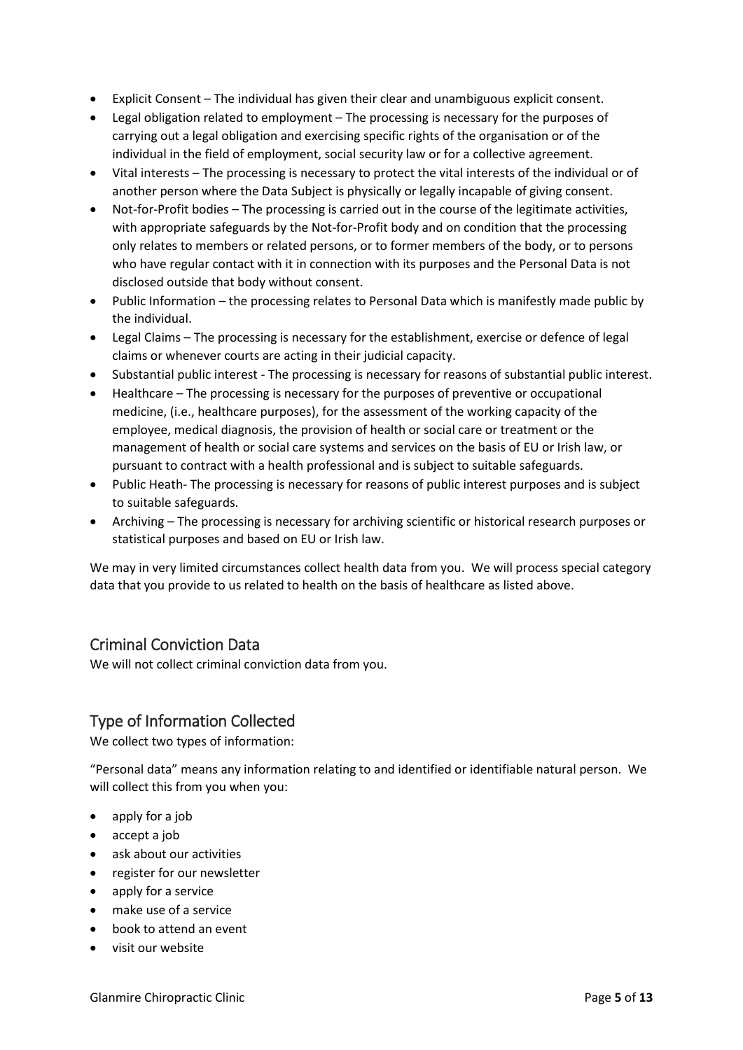- Explicit Consent – The individual has given their clear and unambiguous explicit consent.
- Legal obligation related to employment – The processing is necessary for the purposes of carrying out a legal obligation and exercising specific rights of the organisation or of the individual in the field of employment, social security law or for a collective agreement.
- Vital interests – The processing is necessary to protect the vital interests of the individual or of another person where the Data Subject is physically or legally incapable of giving consent.
- Not-for-Profit bodies – The processing is carried out in the course of the legitimate activities, with appropriate safeguards by the Not-for-Profit body and on condition that the processing only relates to members or related persons, or to former members of the body, or to persons who have regular contact with it in connection with its purposes and the Personal Data is not disclosed outside that body without consent.
- Public Information – the processing relates to Personal Data which is manifestly made public by the individual.
- Legal Claims – The processing is necessary for the establishment, exercise or defence of legal claims or whenever courts are acting in their judicial capacity.
- Substantial public interest - The processing is necessary for reasons of substantial public interest.
- Healthcare – The processing is necessary for the purposes of preventive or occupational medicine, (i.e., healthcare purposes), for the assessment of the working capacity of the employee, medical diagnosis, the provision of health or social care or treatment or the management of health or social care systems and services on the basis of EU or Irish law, or pursuant to contract with a health professional and is subject to suitable safeguards.
- Public Heath- The processing is necessary for reasons of public interest purposes and is subject to suitable safeguards.
- Archiving – The processing is necessary for archiving scientific or historical research purposes or statistical purposes and based on EU or Irish law.

We may in very limited circumstances collect health data from you. We will process special category data that you provide to us related to health on the basis of healthcare as listed above.

## Criminal Conviction Data

We will not collect criminal conviction data from you.

## Type of Information Collected

We collect two types of information:

"Personal data" means any information relating to and identified or identifiable natural person. We will collect this from you when you:

- apply for a job
- accept a job
- ask about our activities
- register for our newsletter
- apply for a service
- make use of a service
- book to attend an event
- visit our website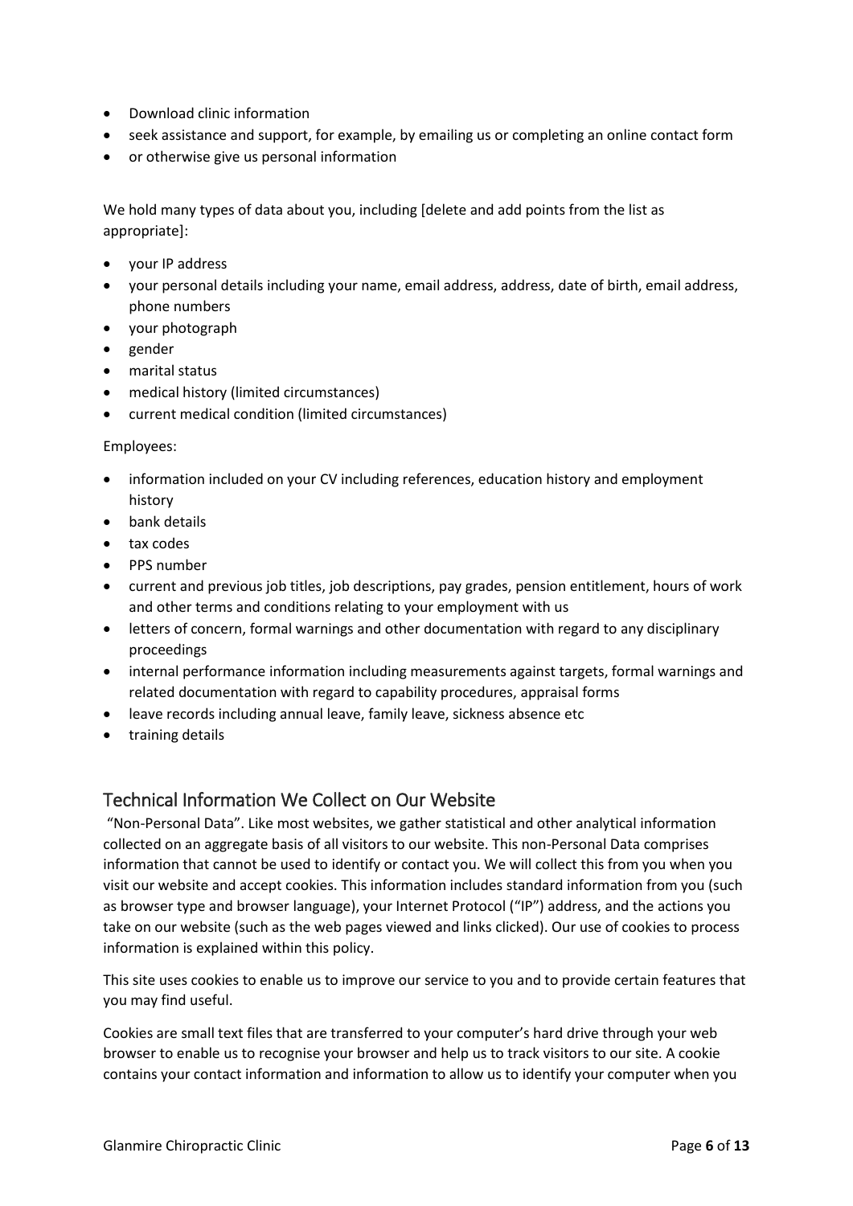- Download clinic information
- seek assistance and support, for example, by emailing us or completing an online contact form
- or otherwise give us personal information

We hold many types of data about you, including [delete and add points from the list as appropriate]:

- your IP address
- your personal details including your name, email address, address, date of birth, email address, phone numbers
- your photograph
- gender
- marital status
- medical history (limited circumstances)
- current medical condition (limited circumstances)

Employees:

- information included on your CV including references, education history and employment history
- bank details
- tax codes
- PPS number
- current and previous job titles, job descriptions, pay grades, pension entitlement, hours of work and other terms and conditions relating to your employment with us
- letters of concern, formal warnings and other documentation with regard to any disciplinary proceedings
- internal performance information including measurements against targets, formal warnings and related documentation with regard to capability procedures, appraisal forms
- leave records including annual leave, family leave, sickness absence etc
- training details

## Technical Information We Collect on Our Website

"Non-Personal Data". Like most websites, we gather statistical and other analytical information collected on an aggregate basis of all visitors to our website. This non-Personal Data comprises information that cannot be used to identify or contact you. We will collect this from you when you visit our website and accept cookies. This information includes standard information from you (such as browser type and browser language), your Internet Protocol ("IP") address, and the actions you take on our website (such as the web pages viewed and links clicked). Our use of cookies to process information is explained within this policy.

This site uses cookies to enable us to improve our service to you and to provide certain features that you may find useful.

Cookies are small text files that are transferred to your computer's hard drive through your web browser to enable us to recognise your browser and help us to track visitors to our site. A cookie contains your contact information and information to allow us to identify your computer when you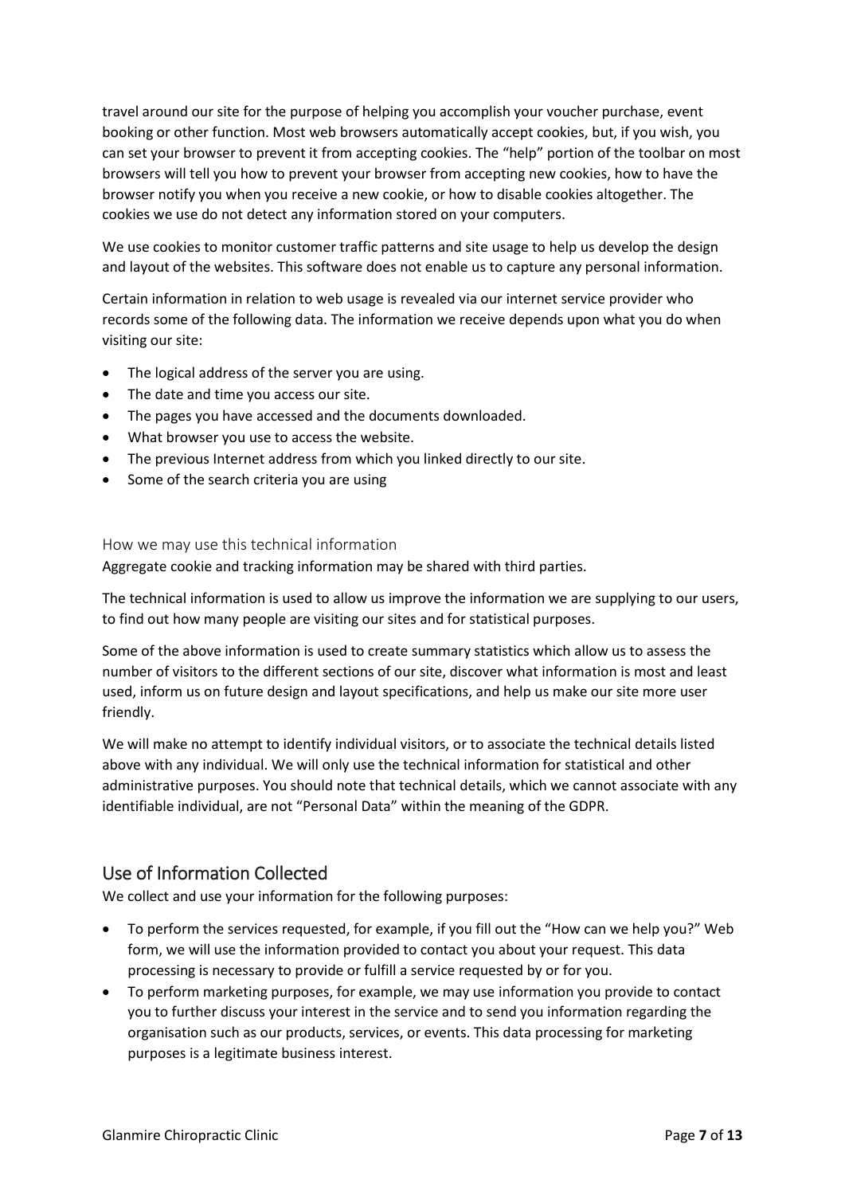travel around our site for the purpose of helping you accomplish your voucher purchase, event booking or other function. Most web browsers automatically accept cookies, but, if you wish, you can set your browser to prevent it from accepting cookies. The "help" portion of the toolbar on most browsers will tell you how to prevent your browser from accepting new cookies, how to have the browser notify you when you receive a new cookie, or how to disable cookies altogether. The cookies we use do not detect any information stored on your computers.

We use cookies to monitor customer traffic patterns and site usage to help us develop the design and layout of the websites. This software does not enable us to capture any personal information.

Certain information in relation to web usage is revealed via our internet service provider who records some of the following data. The information we receive depends upon what you do when visiting our site:

- The logical address of the server you are using.
- The date and time you access our site.
- The pages you have accessed and the documents downloaded.
- What browser you use to access the website.
- The previous Internet address from which you linked directly to our site.
- Some of the search criteria you are using

### How we may use this technical information

Aggregate cookie and tracking information may be shared with third parties.

The technical information is used to allow us improve the information we are supplying to our users, to find out how many people are visiting our sites and for statistical purposes.

Some of the above information is used to create summary statistics which allow us to assess the number of visitors to the different sections of our site, discover what information is most and least used, inform us on future design and layout specifications, and help us make our site more user friendly.

We will make no attempt to identify individual visitors, or to associate the technical details listed above with any individual. We will only use the technical information for statistical and other administrative purposes. You should note that technical details, which we cannot associate with any identifiable individual, are not "Personal Data" within the meaning of the GDPR.

## Use of Information Collected

We collect and use your information for the following purposes:

- To perform the services requested, for example, if you fill out the "How can we help you?" Web form, we will use the information provided to contact you about your request. This data processing is necessary to provide or fulfill a service requested by or for you.
- To perform marketing purposes, for example, we may use information you provide to contact you to further discuss your interest in the service and to send you information regarding the organisation such as our products, services, or events. This data processing for marketing purposes is a legitimate business interest.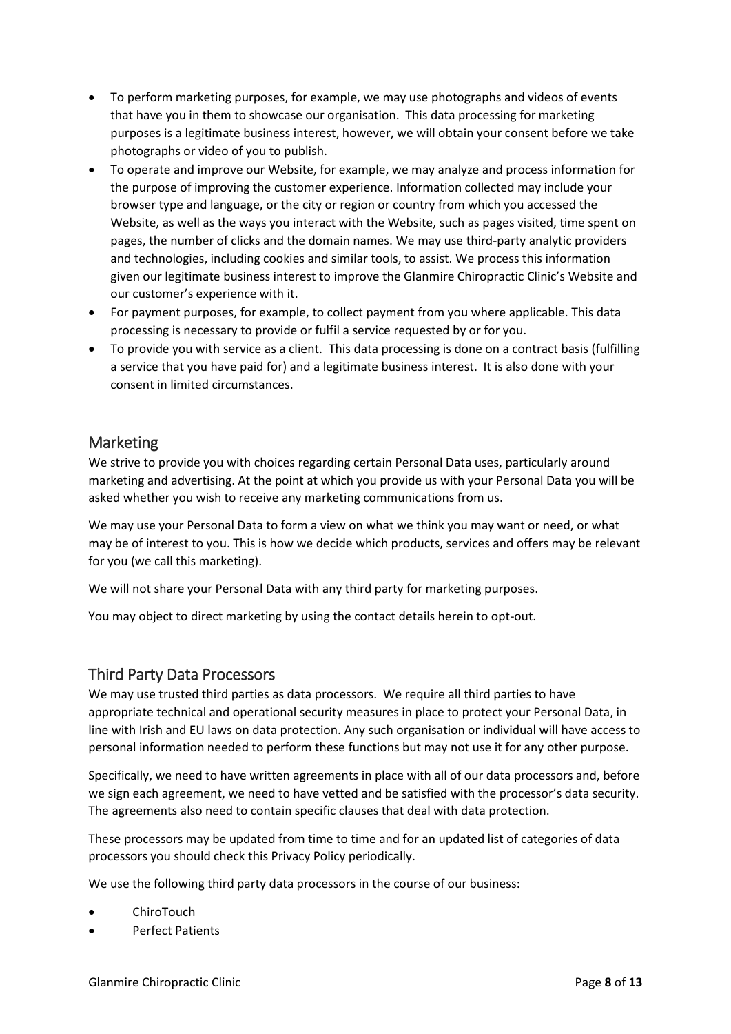- To perform marketing purposes, for example, we may use photographs and videos of events that have you in them to showcase our organisation. This data processing for marketing purposes is a legitimate business interest, however, we will obtain your consent before we take photographs or video of you to publish.
- To operate and improve our Website, for example, we may analyze and process information for the purpose of improving the customer experience. Information collected may include your browser type and language, or the city or region or country from which you accessed the Website, as well as the ways you interact with the Website, such as pages visited, time spent on pages, the number of clicks and the domain names. We may use third-party analytic providers and technologies, including cookies and similar tools, to assist. We process this information given our legitimate business interest to improve the Glanmire Chiropractic Clinic's Website and our customer's experience with it.
- For payment purposes, for example, to collect payment from you where applicable. This data processing is necessary to provide or fulfil a service requested by or for you.
- To provide you with service as a client. This data processing is done on a contract basis (fulfilling a service that you have paid for) and a legitimate business interest. It is also done with your consent in limited circumstances.

## Marketing

We strive to provide you with choices regarding certain Personal Data uses, particularly around marketing and advertising. At the point at which you provide us with your Personal Data you will be asked whether you wish to receive any marketing communications from us.

We may use your Personal Data to form a view on what we think you may want or need, or what may be of interest to you. This is how we decide which products, services and offers may be relevant for you (we call this marketing).

We will not share your Personal Data with any third party for marketing purposes.

You may object to direct marketing by using the contact details herein to opt-out.

## Third Party Data Processors

We may use trusted third parties as data processors. We require all third parties to have appropriate technical and operational security measures in place to protect your Personal Data, in line with Irish and EU laws on data protection. Any such organisation or individual will have access to personal information needed to perform these functions but may not use it for any other purpose.

Specifically, we need to have written agreements in place with all of our data processors and, before we sign each agreement, we need to have vetted and be satisfied with the processor's data security. The agreements also need to contain specific clauses that deal with data protection.

These processors may be updated from time to time and for an updated list of categories of data processors you should check this Privacy Policy periodically.

We use the following third party data processors in the course of our business:

- ChiroTouch
- Perfect Patients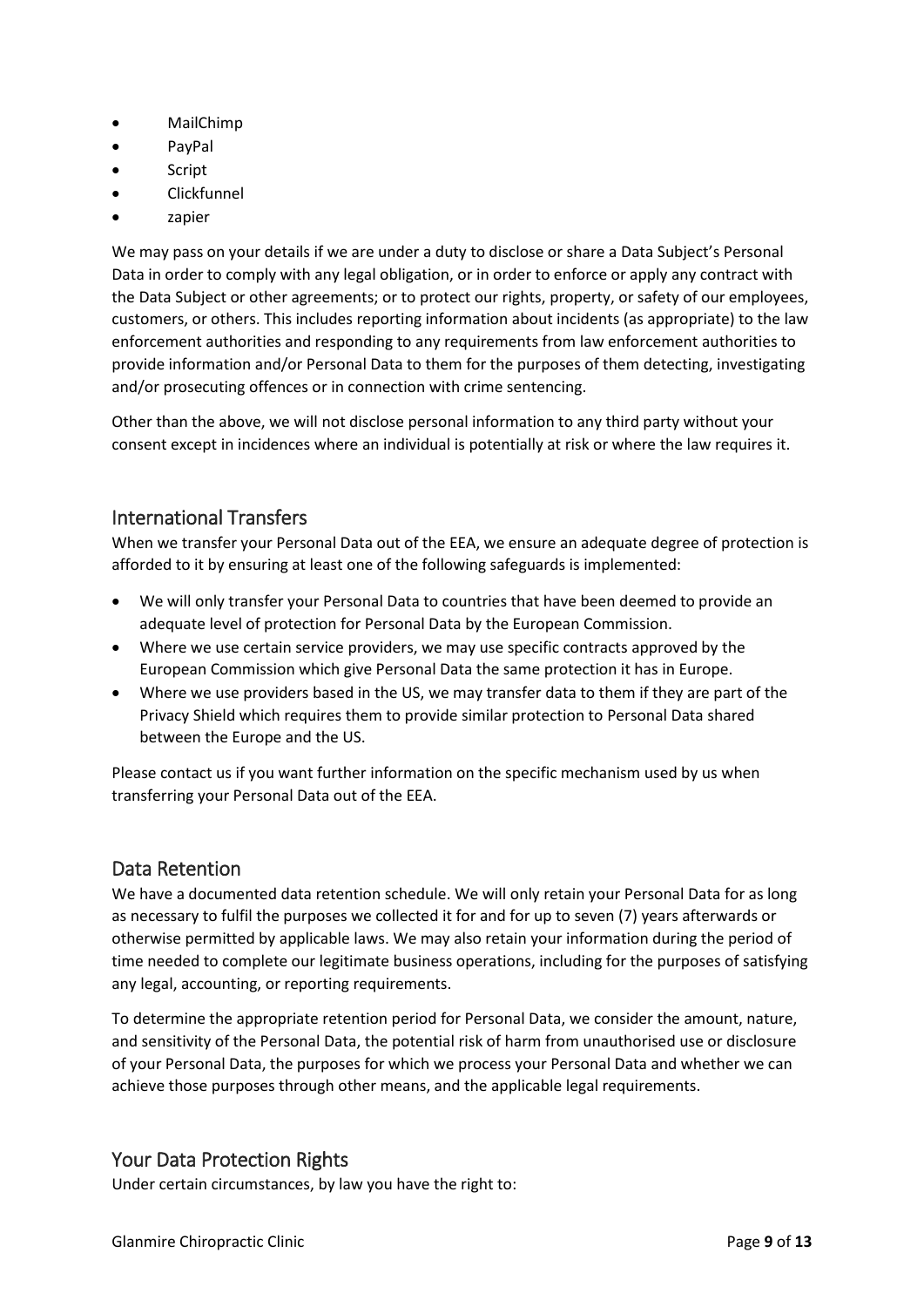- MailChimp
- PayPal
- Script
- Clickfunnel
- zapier

We may pass on your details if we are under a duty to disclose or share a Data Subject's Personal Data in order to comply with any legal obligation, or in order to enforce or apply any contract with the Data Subject or other agreements; or to protect our rights, property, or safety of our employees, customers, or others. This includes reporting information about incidents (as appropriate) to the law enforcement authorities and responding to any requirements from law enforcement authorities to provide information and/or Personal Data to them for the purposes of them detecting, investigating and/or prosecuting offences or in connection with crime sentencing.

Other than the above, we will not disclose personal information to any third party without your consent except in incidences where an individual is potentially at risk or where the law requires it.

## International Transfers

When we transfer your Personal Data out of the EEA, we ensure an adequate degree of protection is afforded to it by ensuring at least one of the following safeguards is implemented:

- We will only transfer your Personal Data to countries that have been deemed to provide an adequate level of protection for Personal Data by the European Commission.
- Where we use certain service providers, we may use specific contracts approved by the European Commission which give Personal Data the same protection it has in Europe.
- Where we use providers based in the US, we may transfer data to them if they are part of the Privacy Shield which requires them to provide similar protection to Personal Data shared between the Europe and the US.

Please contact us if you want further information on the specific mechanism used by us when transferring your Personal Data out of the EEA.

## Data Retention

We have a documented data retention schedule. We will only retain your Personal Data for as long as necessary to fulfil the purposes we collected it for and for up to seven (7) years afterwards or otherwise permitted by applicable laws. We may also retain your information during the period of time needed to complete our legitimate business operations, including for the purposes of satisfying any legal, accounting, or reporting requirements.

To determine the appropriate retention period for Personal Data, we consider the amount, nature, and sensitivity of the Personal Data, the potential risk of harm from unauthorised use or disclosure of your Personal Data, the purposes for which we process your Personal Data and whether we can achieve those purposes through other means, and the applicable legal requirements.

## Your Data Protection Rights

Under certain circumstances, by law you have the right to: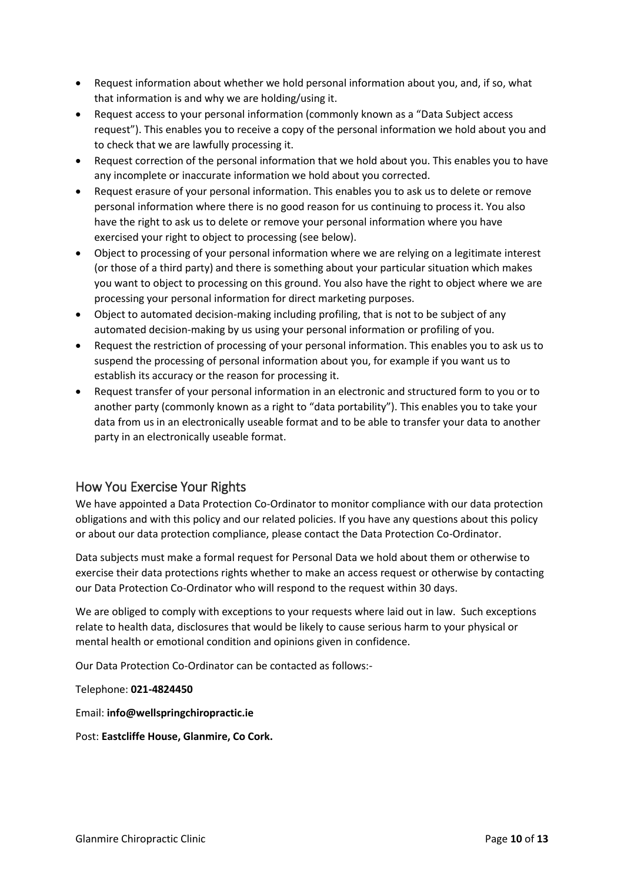- Request information about whether we hold personal information about you, and, if so, what that information is and why we are holding/using it.
- Request access to your personal information (commonly known as a "Data Subject access request"). This enables you to receive a copy of the personal information we hold about you and to check that we are lawfully processing it.
- Request correction of the personal information that we hold about you. This enables you to have any incomplete or inaccurate information we hold about you corrected.
- Request erasure of your personal information. This enables you to ask us to delete or remove personal information where there is no good reason for us continuing to process it. You also have the right to ask us to delete or remove your personal information where you have exercised your right to object to processing (see below).
- Object to processing of your personal information where we are relying on a legitimate interest (or those of a third party) and there is something about your particular situation which makes you want to object to processing on this ground. You also have the right to object where we are processing your personal information for direct marketing purposes.
- Object to automated decision-making including profiling, that is not to be subject of any automated decision-making by us using your personal information or profiling of you.
- Request the restriction of processing of your personal information. This enables you to ask us to suspend the processing of personal information about you, for example if you want us to establish its accuracy or the reason for processing it.
- Request transfer of your personal information in an electronic and structured form to you or to another party (commonly known as a right to "data portability"). This enables you to take your data from us in an electronically useable format and to be able to transfer your data to another party in an electronically useable format.

## How You Exercise Your Rights

We have appointed a Data Protection Co-Ordinator to monitor compliance with our data protection obligations and with this policy and our related policies. If you have any questions about this policy or about our data protection compliance, please contact the Data Protection Co-Ordinator.

Data subjects must make a formal request for Personal Data we hold about them or otherwise to exercise their data protections rights whether to make an access request or otherwise by contacting our Data Protection Co-Ordinator who will respond to the request within 30 days.

We are obliged to comply with exceptions to your requests where laid out in law. Such exceptions relate to health data, disclosures that would be likely to cause serious harm to your physical or mental health or emotional condition and opinions given in confidence.

Our Data Protection Co-Ordinator can be contacted as follows:-

Telephone: **021-4824450**

Email: **info@wellspringchiropractic.ie**

Post: **Eastcliffe House, Glanmire, Co Cork.**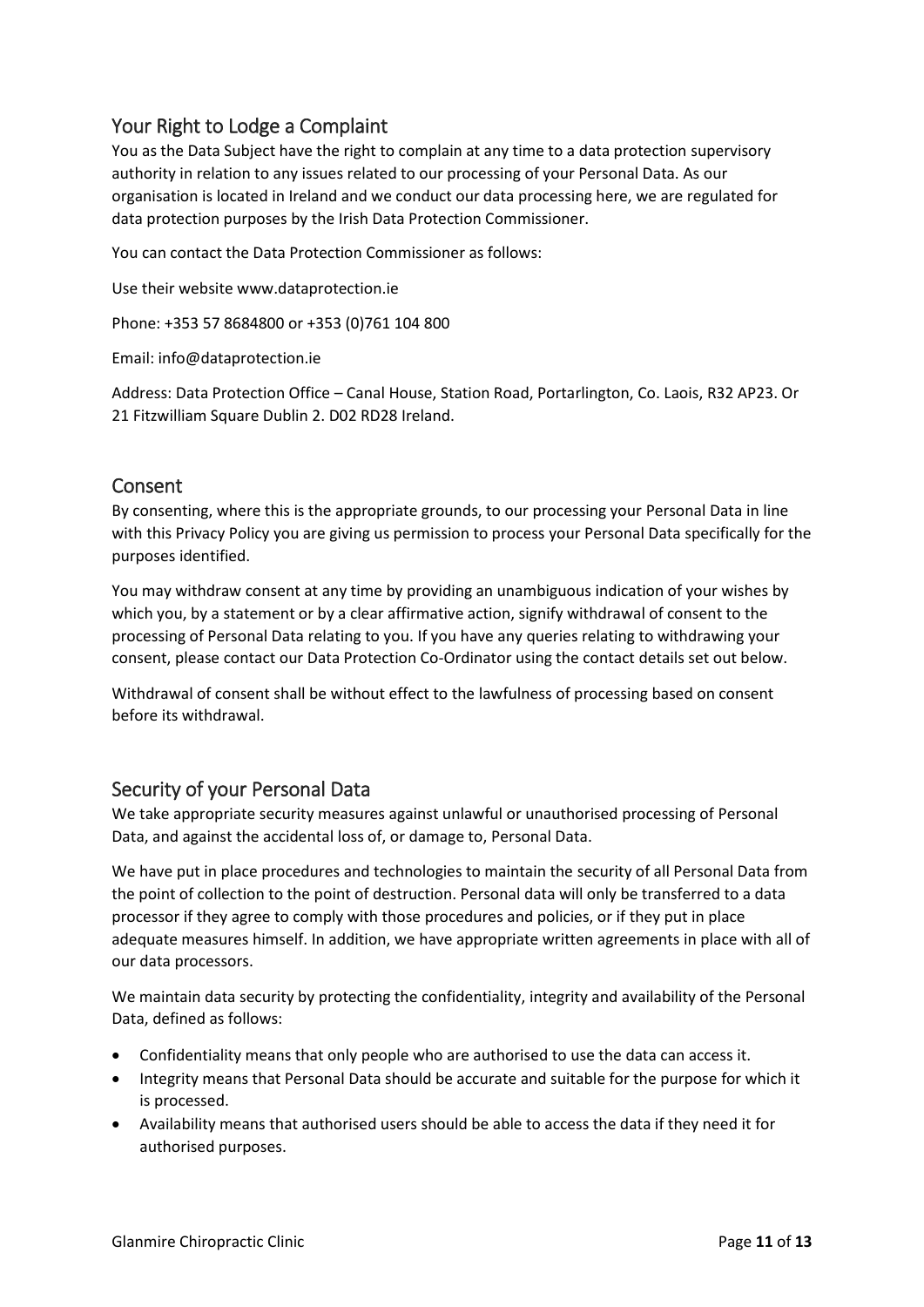## Your Right to Lodge a Complaint

You as the Data Subject have the right to complain at any time to a data protection supervisory authority in relation to any issues related to our processing of your Personal Data. As our organisation is located in Ireland and we conduct our data processing here, we are regulated for data protection purposes by the Irish Data Protection Commissioner.

You can contact the Data Protection Commissioner as follows:

Use their website www.dataprotection.ie

Phone: +353 57 8684800 or +353 (0)761 104 800

Email: info@dataprotection.ie

Address: Data Protection Office – Canal House, Station Road, Portarlington, Co. Laois, R32 AP23. Or 21 Fitzwilliam Square Dublin 2. D02 RD28 Ireland.

## Consent

By consenting, where this is the appropriate grounds, to our processing your Personal Data in line with this Privacy Policy you are giving us permission to process your Personal Data specifically for the purposes identified.

You may withdraw consent at any time by providing an unambiguous indication of your wishes by which you, by a statement or by a clear affirmative action, signify withdrawal of consent to the processing of Personal Data relating to you. If you have any queries relating to withdrawing your consent, please contact our Data Protection Co-Ordinator using the contact details set out below.

Withdrawal of consent shall be without effect to the lawfulness of processing based on consent before its withdrawal.

## Security of your Personal Data

We take appropriate security measures against unlawful or unauthorised processing of Personal Data, and against the accidental loss of, or damage to, Personal Data.

We have put in place procedures and technologies to maintain the security of all Personal Data from the point of collection to the point of destruction. Personal data will only be transferred to a data processor if they agree to comply with those procedures and policies, or if they put in place adequate measures himself. In addition, we have appropriate written agreements in place with all of our data processors.

We maintain data security by protecting the confidentiality, integrity and availability of the Personal Data, defined as follows:

- Confidentiality means that only people who are authorised to use the data can access it.
- Integrity means that Personal Data should be accurate and suitable for the purpose for which it is processed.
- Availability means that authorised users should be able to access the data if they need it for authorised purposes.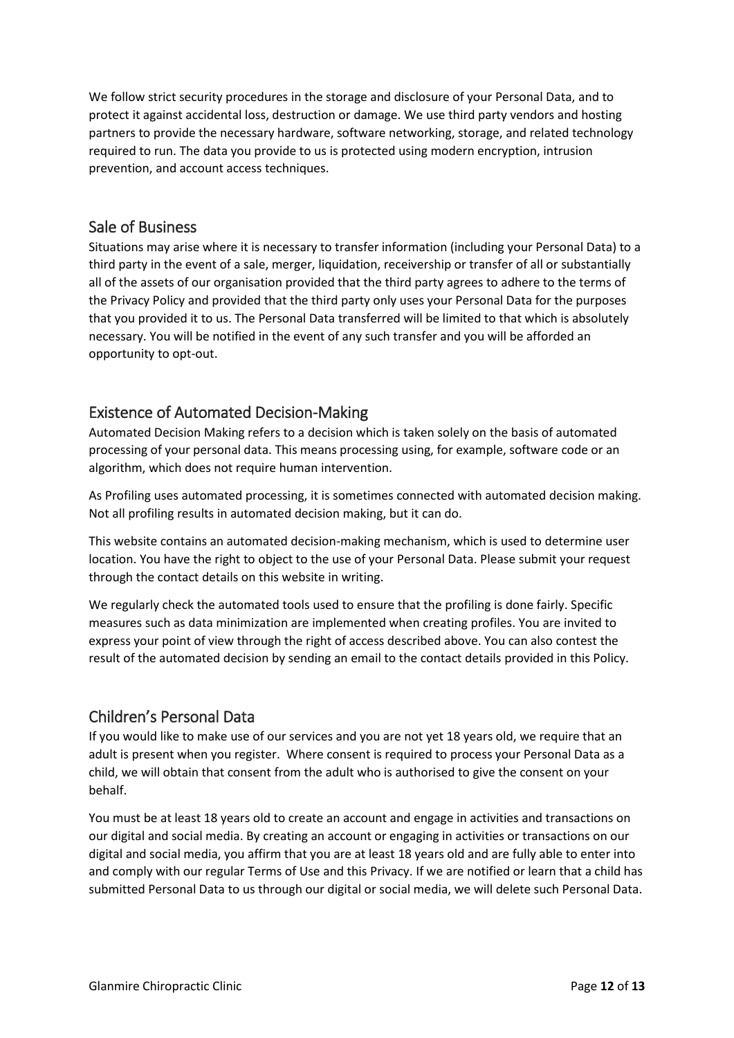We follow strict security procedures in the storage and disclosure of your Personal Data, and to protect it against accidental loss, destruction or damage. We use third party vendors and hosting partners to provide the necessary hardware, software networking, storage, and related technology required to run. The data you provide to us is protected using modern encryption, intrusion prevention, and account access techniques.

## Sale of Business

Situations may arise where it is necessary to transfer information (including your Personal Data) to a third party in the event of a sale, merger, liquidation, receivership or transfer of all or substantially all of the assets of our organisation provided that the third party agrees to adhere to the terms of the Privacy Policy and provided that the third party only uses your Personal Data for the purposes that you provided it to us. The Personal Data transferred will be limited to that which is absolutely necessary. You will be notified in the event of any such transfer and you will be afforded an opportunity to opt-out.

## Existence of Automated Decision-Making

Automated Decision Making refers to a decision which is taken solely on the basis of automated processing of your personal data. This means processing using, for example, software code or an algorithm, which does not require human intervention.

As Profiling uses automated processing, it is sometimes connected with automated decision making. Not all profiling results in automated decision making, but it can do.

This website contains an automated decision-making mechanism, which is used to determine user location. You have the right to object to the use of your Personal Data. Please submit your request through the contact details on this website in writing.

We regularly check the automated tools used to ensure that the profiling is done fairly. Specific measures such as data minimization are implemented when creating profiles. You are invited to express your point of view through the right of access described above. You can also contest the result of the automated decision by sending an email to the contact details provided in this Policy.

## Children's Personal Data

If you would like to make use of our services and you are not yet 18 years old, we require that an adult is present when you register. Where consent is required to process your Personal Data as a child, we will obtain that consent from the adult who is authorised to give the consent on your behalf.

You must be at least 18 years old to create an account and engage in activities and transactions on our digital and social media. By creating an account or engaging in activities or transactions on our digital and social media, you affirm that you are at least 18 years old and are fully able to enter into and comply with our regular Terms of Use and this Privacy. If we are notified or learn that a child has submitted Personal Data to us through our digital or social media, we will delete such Personal Data.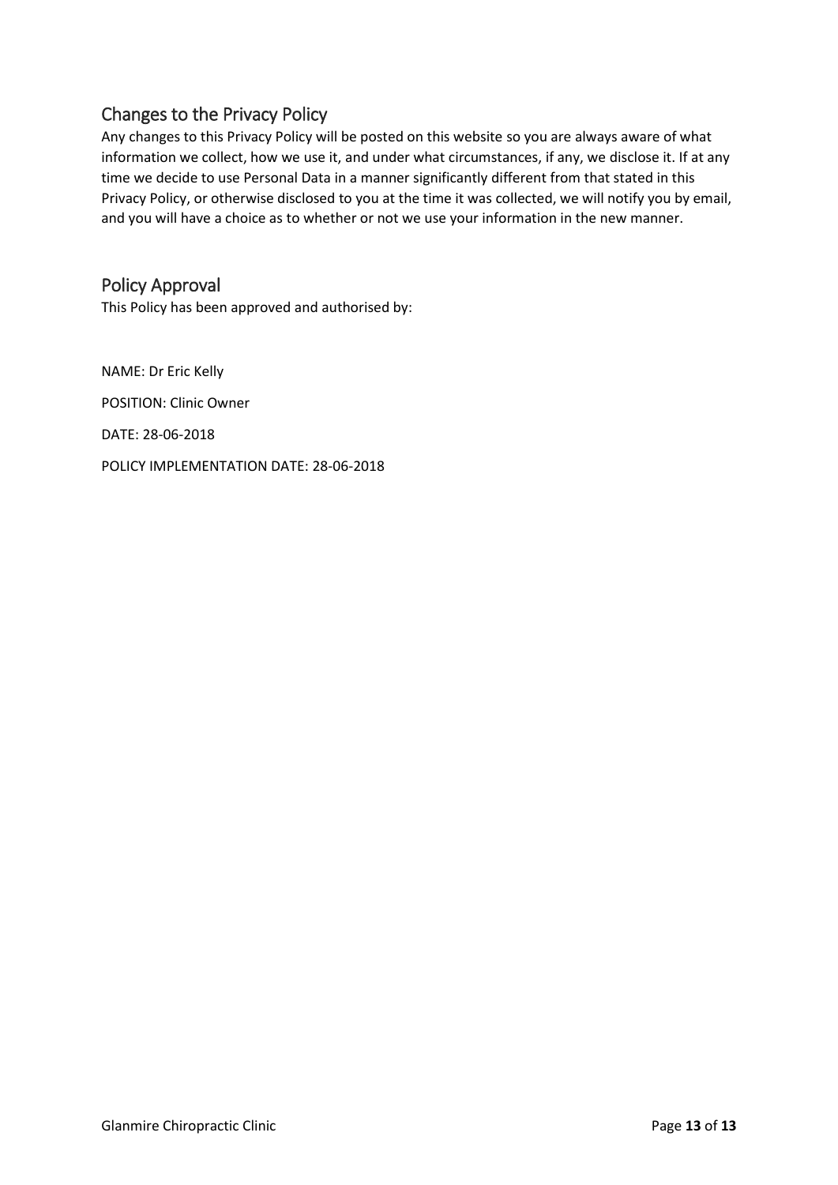## Changes to the Privacy Policy

Any changes to this Privacy Policy will be posted on this website so you are always aware of what information we collect, how we use it, and under what circumstances, if any, we disclose it. If at any time we decide to use Personal Data in a manner significantly different from that stated in this Privacy Policy, or otherwise disclosed to you at the time it was collected, we will notify you by email, and you will have a choice as to whether or not we use your information in the new manner.

## Policy Approval

This Policy has been approved and authorised by:

NAME: Dr Eric Kelly

POSITION: Clinic Owner

DATE: 28-06-2018

POLICY IMPLEMENTATION DATE: 28-06-2018